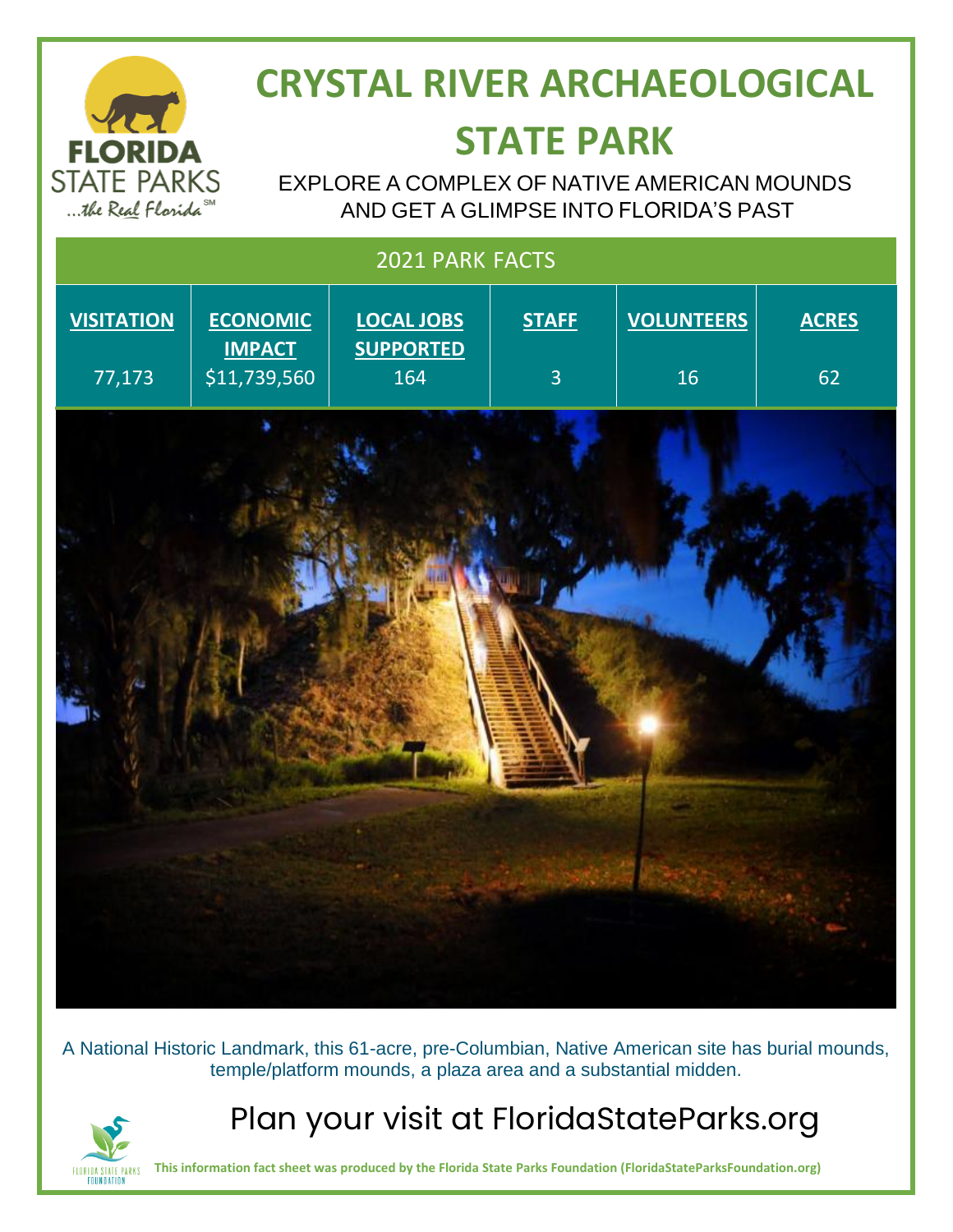# CRYSTAL RIVER ARCHAEOLOGICAL STATE PARK

EXPLORE A COMPLEX OF NATIVE AMERICAN MOUNDS AND GET A GLIMPSE INTO FLORIDA'S PAST

## 2021 PARK FACTS

| VISITATION | ECONOMIC IMPACT | LOCAL JOBS SUPPORTED | STAFF | VOLUNTEERS | ACRES |
|---|---|---|---|---|---|
| 77,173 | $11,739,560 | 164 | 3 | 16 | 62 |

A National Historic Landmark, this 61-acre, pre-Columbian, Native American site has burial mounds, temple/platform mounds, a plaza area and a substantial midden.

## Plan your visit at FloridaStateParks.org

**This information fact sheet was produced by the Florida State Parks Foundation (FloridaStateParksFoundation.org)**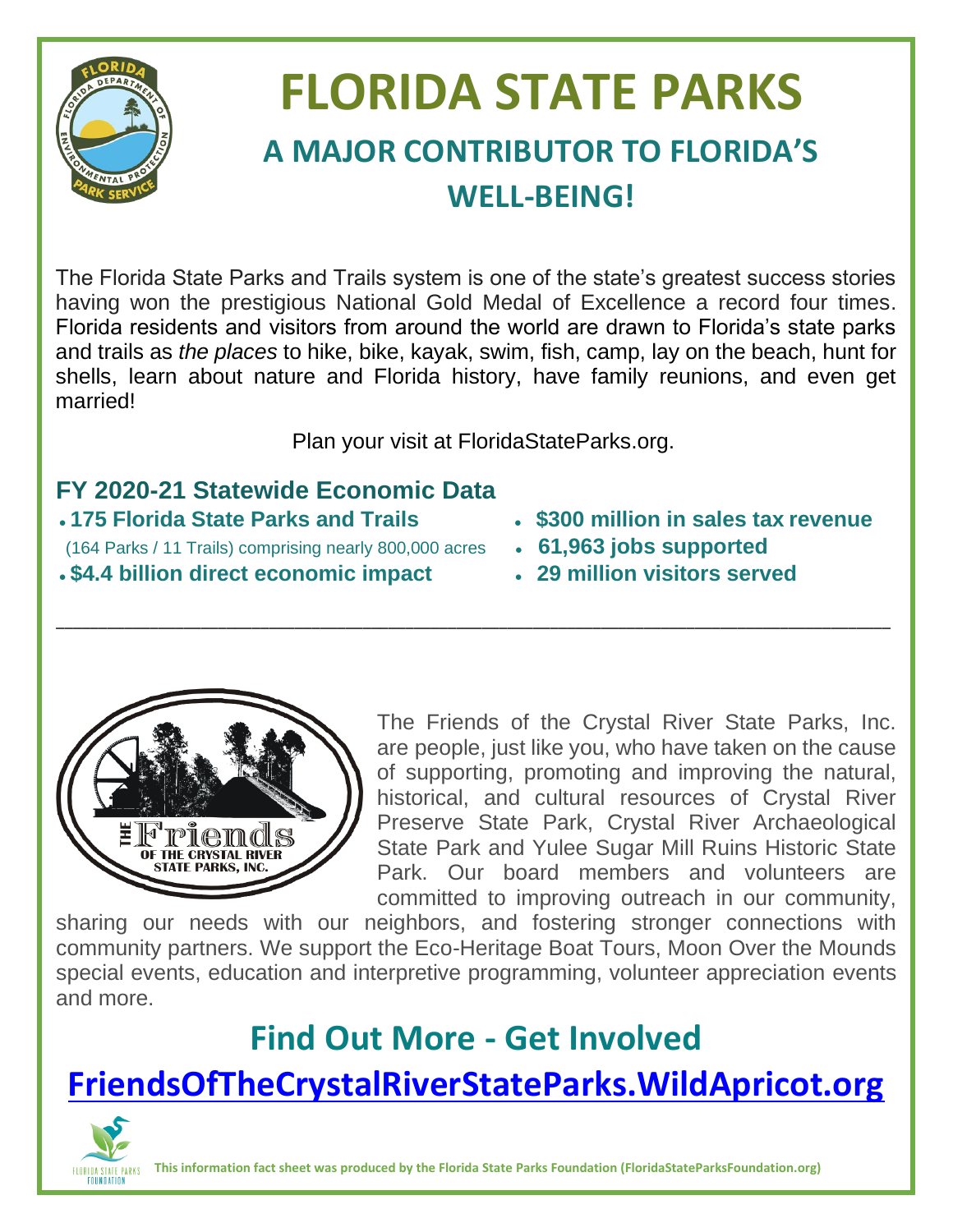# FLORIDA STATE PARKS

## A MAJOR CONTRIBUTOR TO FLORIDA'S WELL-BEING!

The Florida State Parks and Trails system is one of the state's greatest success stories having won the prestigious National Gold Medal of Excellence a record four times. Florida residents and visitors from around the world are drawn to Florida's state parks and trails as *the places* to hike, bike, kayak, swim, fish, camp, lay on the beach, hunt for shells, learn about nature and Florida history, have family reunions, and even get married!

Plan your visit at FloridaStateParks.org.

### FY 2020-21 Statewide Economic Data

- **175 Florida State Parks and Trails**
  (164 Parks / 11 Trails) comprising nearly 800,000 acres
- **$4.4 billion direct economic impact**
- **$300 million in sales tax revenue**
- **61,963 jobs supported**
- **29 million visitors served**

---

The Friends of the Crystal River State Parks, Inc. are people, just like you, who have taken on the cause of supporting, promoting and improving the natural, historical, and cultural resources of Crystal River Preserve State Park, Crystal River Archaeological State Park and Yulee Sugar Mill Ruins Historic State Park. Our board members and volunteers are committed to improving outreach in our community, sharing our needs with our neighbors, and fostering stronger connections with community partners. We support the Eco-Heritage Boat Tours, Moon Over the Mounds special events, education and interpretive programming, volunteer appreciation events and more.

## Find Out More - Get Involved

## FriendsOfTheCrystalRiverStateParks.WildApricot.org

**This information fact sheet was produced by the Florida State Parks Foundation (FloridaStateParksFoundation.org)**